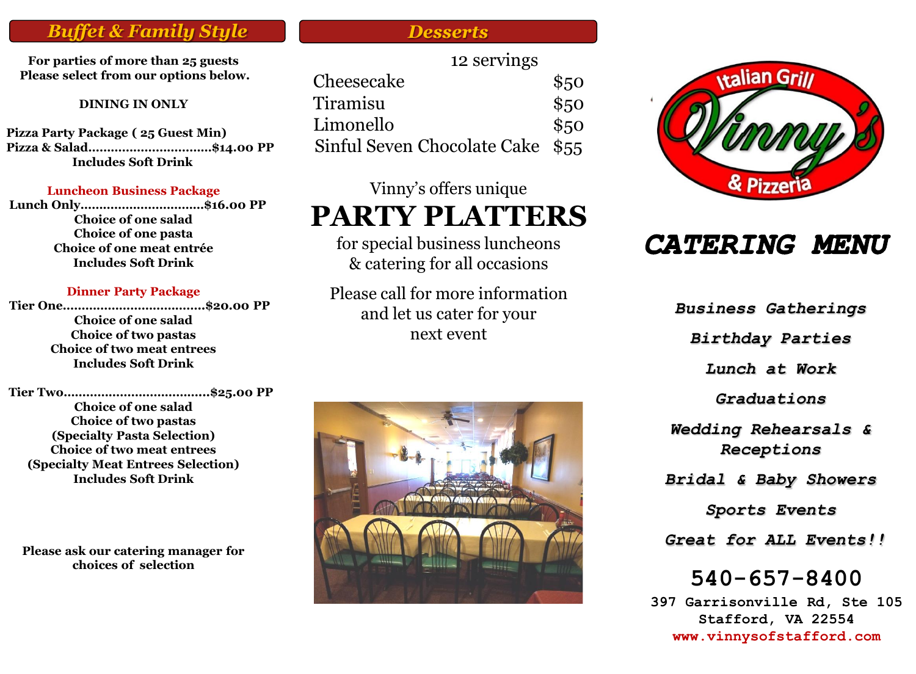## Buffet & Family Style

**For parties of more than 25 guests**
**Please select from our options below.**

**DINING IN ONLY**

**Pizza Party Package ( 25 Guest Min)**
**Pizza & Salad.................................$14.00 PP**
**Includes Soft Drink**

**Luncheon Business Package**
**Lunch Only.................................$16.00 PP**
**Choice of one salad**
**Choice of one pasta**
**Choice of one meat entrée**
**Includes Soft Drink**

**Dinner Party Package**
**Tier One......................................$20.00 PP**
**Choice of one salad**
**Choice of two pastas**
**Choice of two meat entrees**
**Includes Soft Drink**

**Tier Two.......................................$25.00 PP**
**Choice of one salad**
**Choice of two pastas**
**(Specialty Pasta Selection)**
**Choice of two meat entrees**
**(Specialty Meat Entrees Selection)**
**Includes Soft Drink**

**Please ask our catering manager for choices of selection**

## Desserts

| 12 servings | |
|---|---|
| Cheesecake | $50 |
| Tiramisu | $50 |
| Limonello | $50 |
| Sinful Seven Chocolate Cake | $55 |

Vinny's offers unique

# PARTY PLATTERS

for special business luncheons
& catering for all occasions

Please call for more information and let us cater for your next event

Italian Grill
Vinny's
& Pizzeria

# CATERING MENU

***Business Gatherings***

***Birthday Parties***

***Lunch at Work***

***Graduations***

***Wedding Rehearsals & Receptions***

***Bridal & Baby Showers***

***Sports Events***

***Great for ALL Events!!***

## 540-657-8400

**397 Garrisonville Rd, Ste 105**
**Stafford, VA 22554**
**www.vinnysofstafford.com**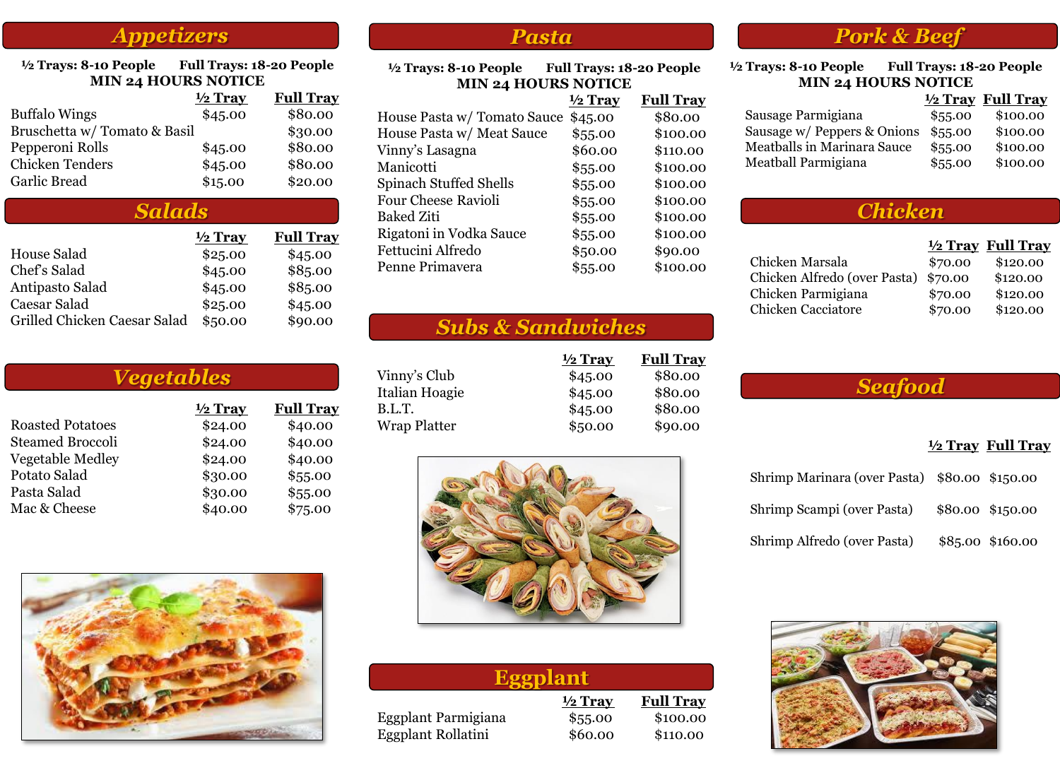## Appetizers

**½ Trays: 8-10 People Full Trays: 18-20 People**
**MIN 24 HOURS NOTICE**

| | ½ Tray | Full Tray |
|---|---|---|
| Buffalo Wings | $45.00 | $80.00 |
| Bruschetta w/ Tomato & Basil | | $30.00 |
| Pepperoni Rolls | $45.00 | $80.00 |
| Chicken Tenders | $45.00 | $80.00 |
| Garlic Bread | $15.00 | $20.00 |

## Salads

| | ½ Tray | Full Tray |
|---|---|---|
| House Salad | $25.00 | $45.00 |
| Chef's Salad | $45.00 | $85.00 |
| Antipasto Salad | $45.00 | $85.00 |
| Caesar Salad | $25.00 | $45.00 |
| Grilled Chicken Caesar Salad | $50.00 | $90.00 |

## Vegetables

| | ½ Tray | Full Tray |
|---|---|---|
| Roasted Potatoes | $24.00 | $40.00 |
| Steamed Broccoli | $24.00 | $40.00 |
| Vegetable Medley | $24.00 | $40.00 |
| Potato Salad | $30.00 | $55.00 |
| Pasta Salad | $30.00 | $55.00 |
| Mac & Cheese | $40.00 | $75.00 |

## Pasta

**½ Trays: 8-10 People Full Trays: 18-20 People**
**MIN 24 HOURS NOTICE**

| | ½ Tray | Full Tray |
|---|---|---|
| House Pasta w/ Tomato Sauce | $45.00 | $80.00 |
| House Pasta w/ Meat Sauce | $55.00 | $100.00 |
| Vinny's Lasagna | $60.00 | $110.00 |
| Manicotti | $55.00 | $100.00 |
| Spinach Stuffed Shells | $55.00 | $100.00 |
| Four Cheese Ravioli | $55.00 | $100.00 |
| Baked Ziti | $55.00 | $100.00 |
| Rigatoni in Vodka Sauce | $55.00 | $100.00 |
| Fettucini Alfredo | $50.00 | $90.00 |
| Penne Primavera | $55.00 | $100.00 |

## Subs & Sandwiches

| | ½ Tray | Full Tray |
|---|---|---|
| Vinny's Club | $45.00 | $80.00 |
| Italian Hoagie | $45.00 | $80.00 |
| B.L.T. | $45.00 | $80.00 |
| Wrap Platter | $50.00 | $90.00 |

## Eggplant

| | ½ Tray | Full Tray |
|---|---|---|
| Eggplant Parmigiana | $55.00 | $100.00 |
| Eggplant Rollatini | $60.00 | $110.00 |

## Pork & Beef

**½ Trays: 8-10 People Full Trays: 18-20 People**
**MIN 24 HOURS NOTICE**

| | ½ Tray | Full Tray |
|---|---|---|
| Sausage Parmigiana | $55.00 | $100.00 |
| Sausage w/ Peppers & Onions | $55.00 | $100.00 |
| Meatballs in Marinara Sauce | $55.00 | $100.00 |
| Meatball Parmigiana | $55.00 | $100.00 |

## Chicken

| | ½ Tray | Full Tray |
|---|---|---|
| Chicken Marsala | $70.00 | $120.00 |
| Chicken Alfredo (over Pasta) | $70.00 | $120.00 |
| Chicken Parmigiana | $70.00 | $120.00 |
| Chicken Cacciatore | $70.00 | $120.00 |

## Seafood

| | ½ Tray | Full Tray |
|---|---|---|
| Shrimp Marinara (over Pasta) | $80.00 | $150.00 |
| Shrimp Scampi (over Pasta) | $80.00 | $150.00 |
| Shrimp Alfredo (over Pasta) | $85.00 | $160.00 |